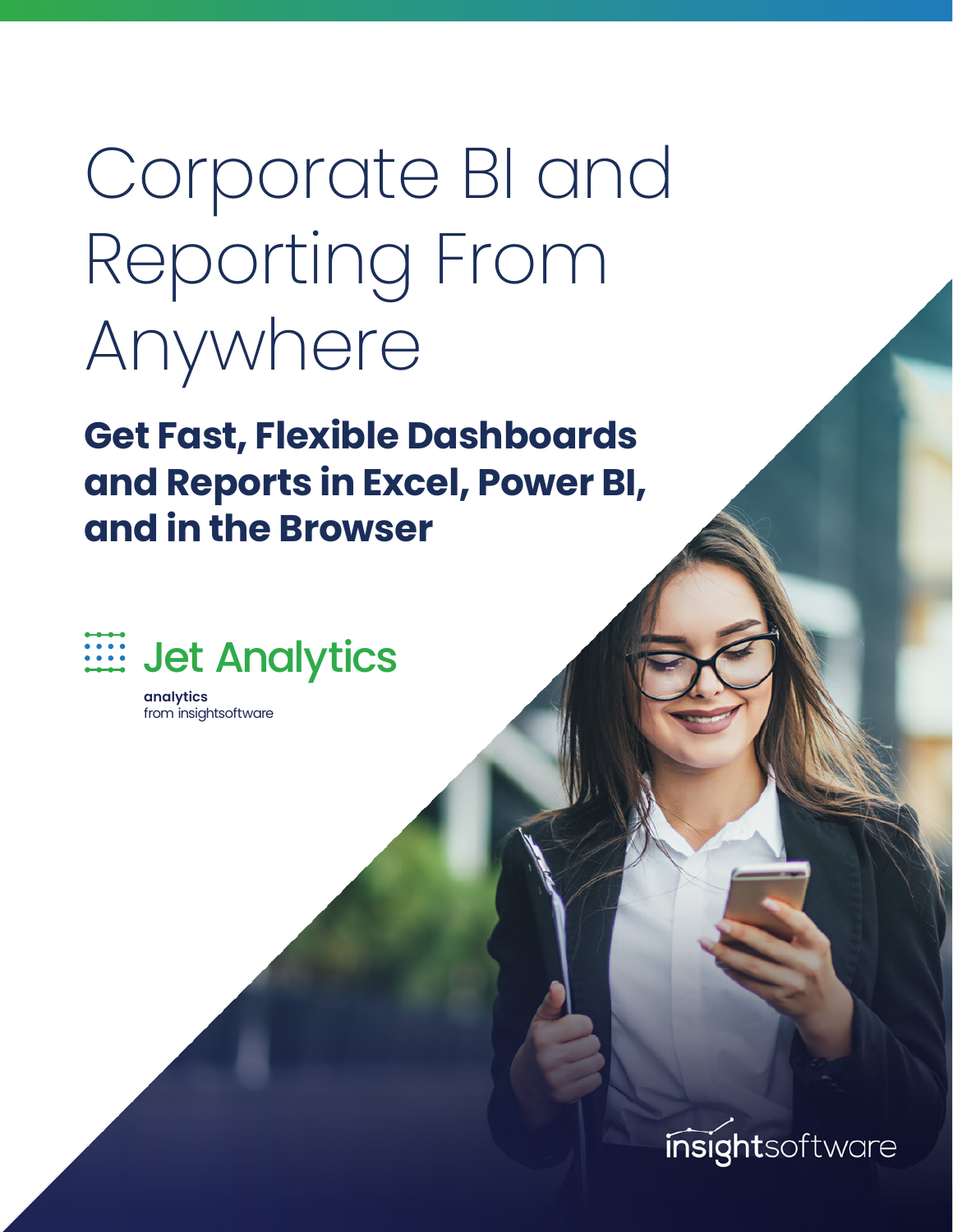# Corporate BI and Reporting From Anywhere

## Get Fast, Flexible Dashboards and Reports in Excel, Power BI, and in the Browser

Jet Analytics

**analytics**
from insightsoftware

insightsoftware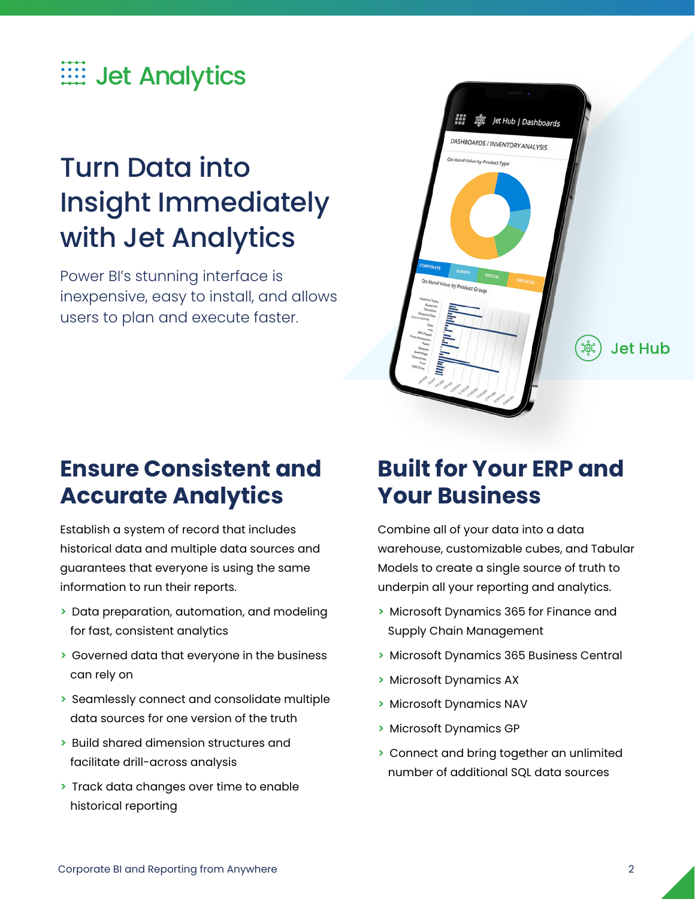Jet Analytics

# Turn Data into Insight Immediately with Jet Analytics

Power BI's stunning interface is inexpensive, easy to install, and allows users to plan and execute faster.

Jet Hub

## Ensure Consistent and Accurate Analytics

Establish a system of record that includes historical data and multiple data sources and guarantees that everyone is using the same information to run their reports.

- Data preparation, automation, and modeling for fast, consistent analytics
- Governed data that everyone in the business can rely on
- Seamlessly connect and consolidate multiple data sources for one version of the truth
- Build shared dimension structures and facilitate drill-across analysis
- Track data changes over time to enable historical reporting

## Built for Your ERP and Your Business

Combine all of your data into a data warehouse, customizable cubes, and Tabular Models to create a single source of truth to underpin all your reporting and analytics.

- Microsoft Dynamics 365 for Finance and Supply Chain Management
- Microsoft Dynamics 365 Business Central
- Microsoft Dynamics AX
- Microsoft Dynamics NAV
- Microsoft Dynamics GP
- Connect and bring together an unlimited number of additional SQL data sources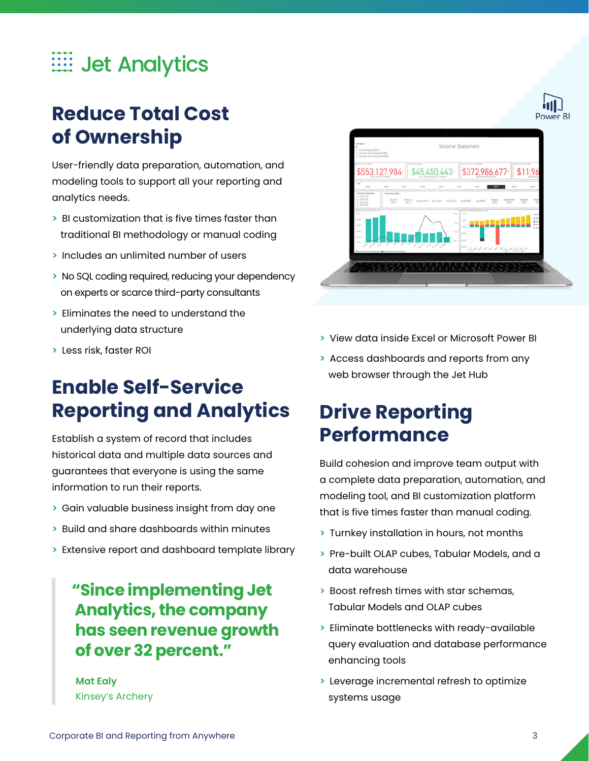# Jet Analytics

## Reduce Total Cost of Ownership

User-friendly data preparation, automation, and modeling tools to support all your reporting and analytics needs.

- BI customization that is five times faster than traditional BI methodology or manual coding
- Includes an unlimited number of users
- No SQL coding required, reducing your dependency on experts or scarce third-party consultants
- Eliminates the need to understand the underlying data structure
- Less risk, faster ROI

## Enable Self-Service Reporting and Analytics

Establish a system of record that includes historical data and multiple data sources and guarantees that everyone is using the same information to run their reports.

- Gain valuable business insight from day one
- Build and share dashboards within minutes
- Extensive report and dashboard template library
- View data inside Excel or Microsoft Power BI
- Access dashboards and reports from any web browser through the Jet Hub

> **"Since implementing Jet Analytics, the company has seen revenue growth of over 32 percent."**
>
> **Mat Ealy**
> Kinsey's Archery

## Drive Reporting Performance

Build cohesion and improve team output with a complete data preparation, automation, and modeling tool, and BI customization platform that is five times faster than manual coding.

- Turnkey installation in hours, not months
- Pre-built OLAP cubes, Tabular Models, and a data warehouse
- Boost refresh times with star schemas, Tabular Models and OLAP cubes
- Eliminate bottlenecks with ready-available query evaluation and database performance enhancing tools
- Leverage incremental refresh to optimize systems usage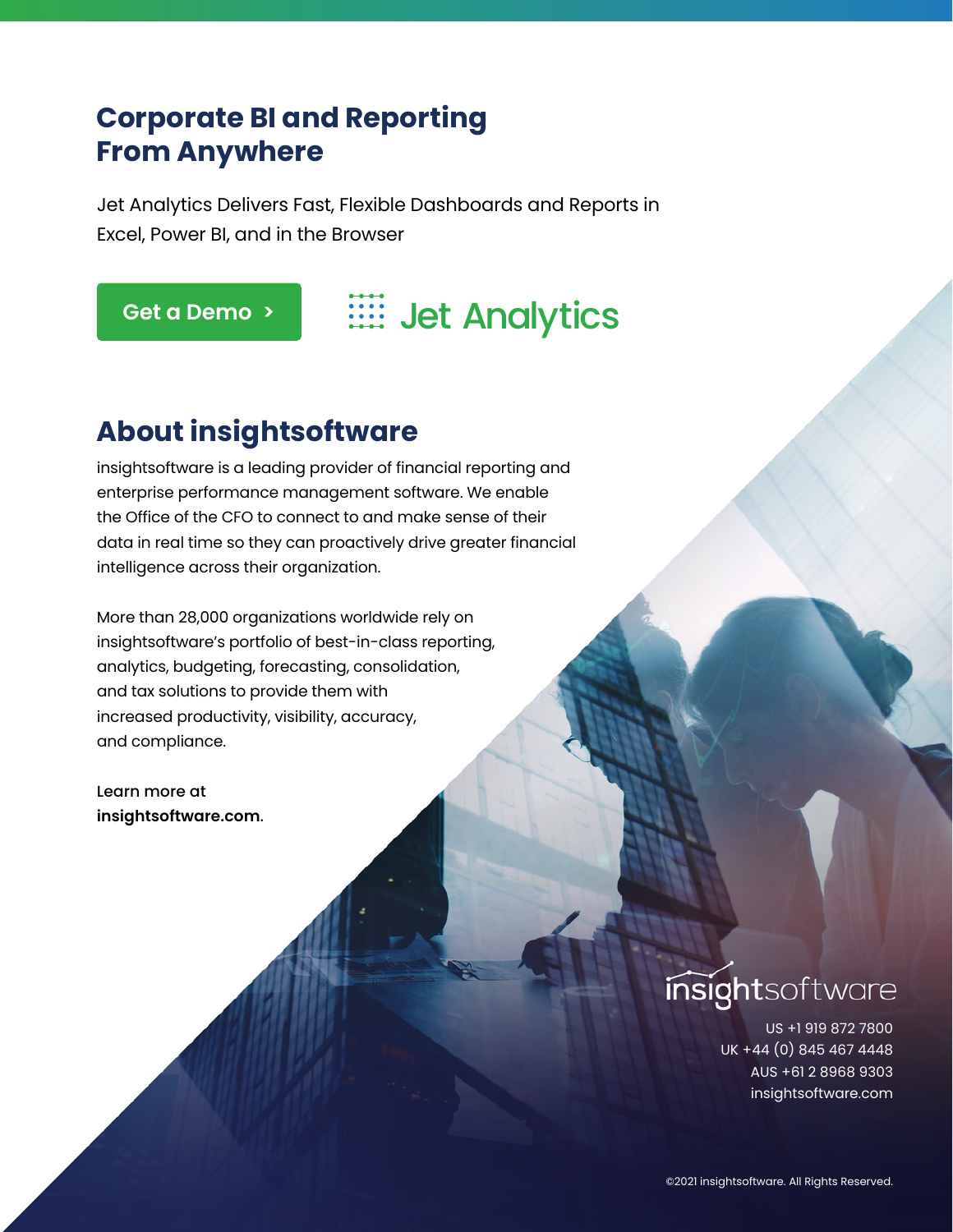## Corporate BI and Reporting From Anywhere

Jet Analytics Delivers Fast, Flexible Dashboards and Reports in Excel, Power BI, and in the Browser

Get a Demo >

Jet Analytics

## About insightsoftware

insightsoftware is a leading provider of financial reporting and enterprise performance management software. We enable the Office of the CFO to connect to and make sense of their data in real time so they can proactively drive greater financial intelligence across their organization.

More than 28,000 organizations worldwide rely on insightsoftware's portfolio of best-in-class reporting, analytics, budgeting, forecasting, consolidation, and tax solutions to provide them with increased productivity, visibility, accuracy, and compliance.

Learn more at **insightsoftware.com.**

insightsoftware

US +1 919 872 7800
UK +44 (0) 845 467 4448
AUS +61 2 8968 9303
insightsoftware.com

©2021 insightsoftware. All Rights Reserved.